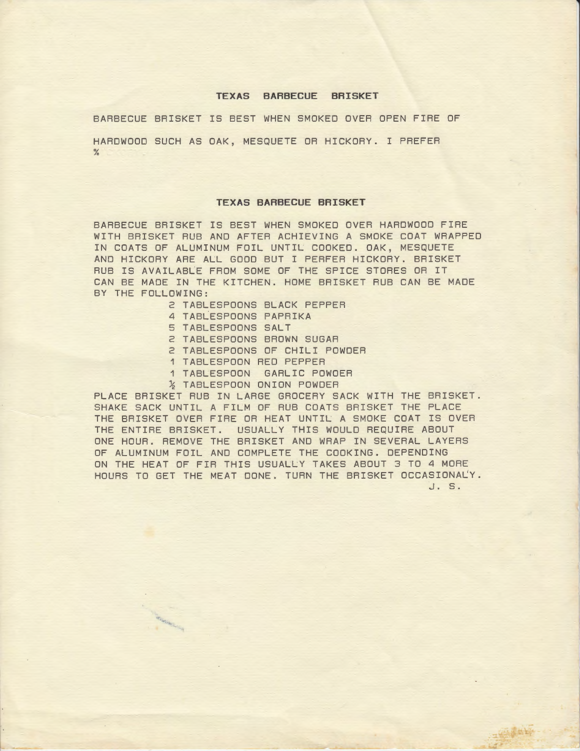## TEXAS BARBECUE BRISKET

BARBECUE BRISKET IS BEST WHEN SMOKED OVER OPEN FIRE OF

HARDWOOD SUCH AS OAK, MESQUETE OR HICKORY. I PREFER
%

## TEXAS BARBECUE BRISKET

BARBECUE BRISKET IS BEST WHEN SMOKED OVER HARDWOOD FIRE WITH BRISKET RUB AND AFTER ACHIEVING A SMOKE COAT WRAPPED IN COATS OF ALUMINUM FOIL UNTIL COOKED. OAK, MESQUETE AND HICKORY ARE ALL GOOD BUT I PERFER HICKORY. BRISKET RUB IS AVAILABLE FROM SOME OF THE SPICE STORES OR IT CAN BE MADE IN THE KITCHEN. HOME BRISKET RUB CAN BE MADE BY THE FOLLOWING:

- 2 TABLESPOONS BLACK PEPPER
- 4 TABLESPOONS PAPRIKA
- 5 TABLESPOONS SALT
- 2 TABLESPOONS BROWN SUGAR
- 2 TABLESPOONS OF CHILI POWDER
- 1 TABLESPOON RED PEPPER
- 1 TABLESPOON GARLIC POWOER
- ½ TABLESPOON ONION POWDER

PLACE BRISKET RUB IN LARGE GROCERY SACK WITH THE BRISKET. SHAKE SACK UNTIL A FILM OF RUB COATS BRISKET THE PLACE THE BRISKET OVER FIRE OR HEAT UNTIL A SMOKE COAT IS OVER THE ENTIRE BRISKET. USUALLY THIS WOULD REQUIRE ABOUT ONE HOUR. REMOVE THE BRISKET AND WRAP IN SEVERAL LAYERS OF ALUMINUM FOIL AND COMPLETE THE COOKING. DEPENDING ON THE HEAT OF FIR THIS USUALLY TAKES ABOUT 3 TO 4 MORE HOURS TO GET THE MEAT DONE. TURN THE BRISKET OCCASIONALY.

J. S.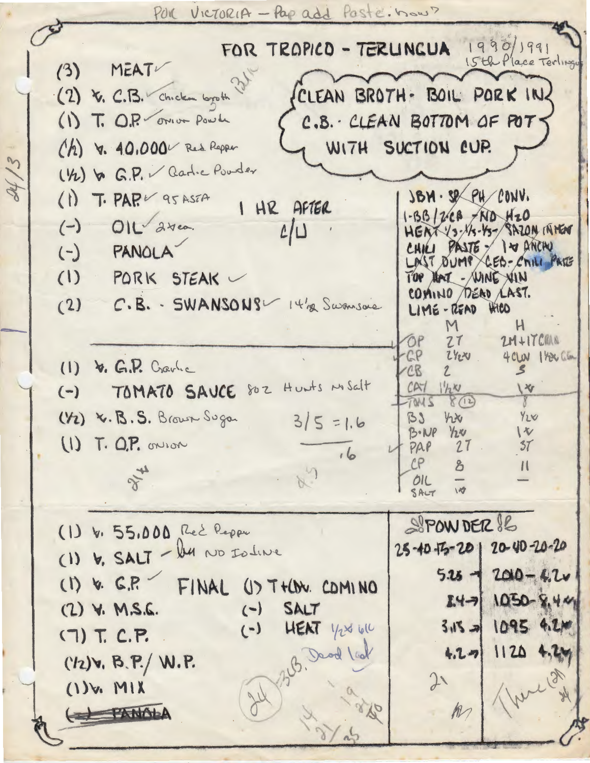POR VICTORIA – Pap add Paste. how?

# FOR TROPICO - TERLINGUA 1990/1991

15th Place Terlingua

(3) MEAT ✓

(2) ℣. C.B. ✓ Chicken broth

(1) T. O.P. ✓ Onion Powder

(½) ℣. 40,000 ✓ Red Pepper

(½) ℣ G.P. ✓ Garlic Powder

(1) T. PAP. ✓ 95 ASTA

(–) OIL ✓ 2 ℣ea.

(–) PANOLA ✓

(1) PORK STEAK ✓

(2) C.B. - SWANSONS ✓ 14½ oz Swansons

CLEAN BROTH - BOIL PORK IN C.B. · CLEAN BOTTOM OF POT WITH SUCTION CUP.

1 HR AFTER C/U

(1) ℣. G.P. Garlic

(–) TOMATO SAUCE 8 oz Hunts No Salt

(½) ℣. B.S. Brown Sugar

(1) T. O.P. onion

3/5 = 1.6

.6

(1) ℣. 55,000 Red Pepper

(1) ℣. SALT – No Iodine

(1) ℣. G.P. ✓

(2) ℣. M.S.G.

(7) T. C.P.

(½) ℣. B.P./ W.P.

(1) ℣. MIX

~~(–) PANOLA~~

FINAL (1) T + (1) ℣. COMINO

(–) SALT

(–) HEAT ½℣ w/c

3CB. Dead last

JBM · SP PH CONV.
1-BB/2CB - NO $H_2O$
HEAT 1/3-1/3-1/3 - SAZON IN MEAT
CHILI PASTE - 1℣ ANCHO
LAST DUMP CEB - CHILI PASTE
TOP HAT - WINE VIN
COMINO DEAD LAST.
LIME - READ HICO

| | M | H |
|---|---|---|
| OP | 2T | 2M + 1T CRAN |
| GP | 2½℣ | 4 CLV 1½℣ GR |
| CB | 2 | 3 |
| CAY | 1½℣ | 1℣ |
| TOMS | 8 (12) | 8 |
| BS | ½℣ | ½℣ |
| B-WP | ½℣ | 1℣ |
| PAP | 2T | 3T |
| CP | 8 | 11 |
| OIL | — | — |
| SALT | 1℣ | |

POWDER

| 25-40-15-20 | 20-40-20-20 |
|---|---|
| 5.25 → | 2010 – 4.2℣ |
| 8.4 → | 1030 – 8.4℣ |
| 3.15 → | 1095 4.2℣ |
| 4.2 → | 1120 4.2℣ |

24/3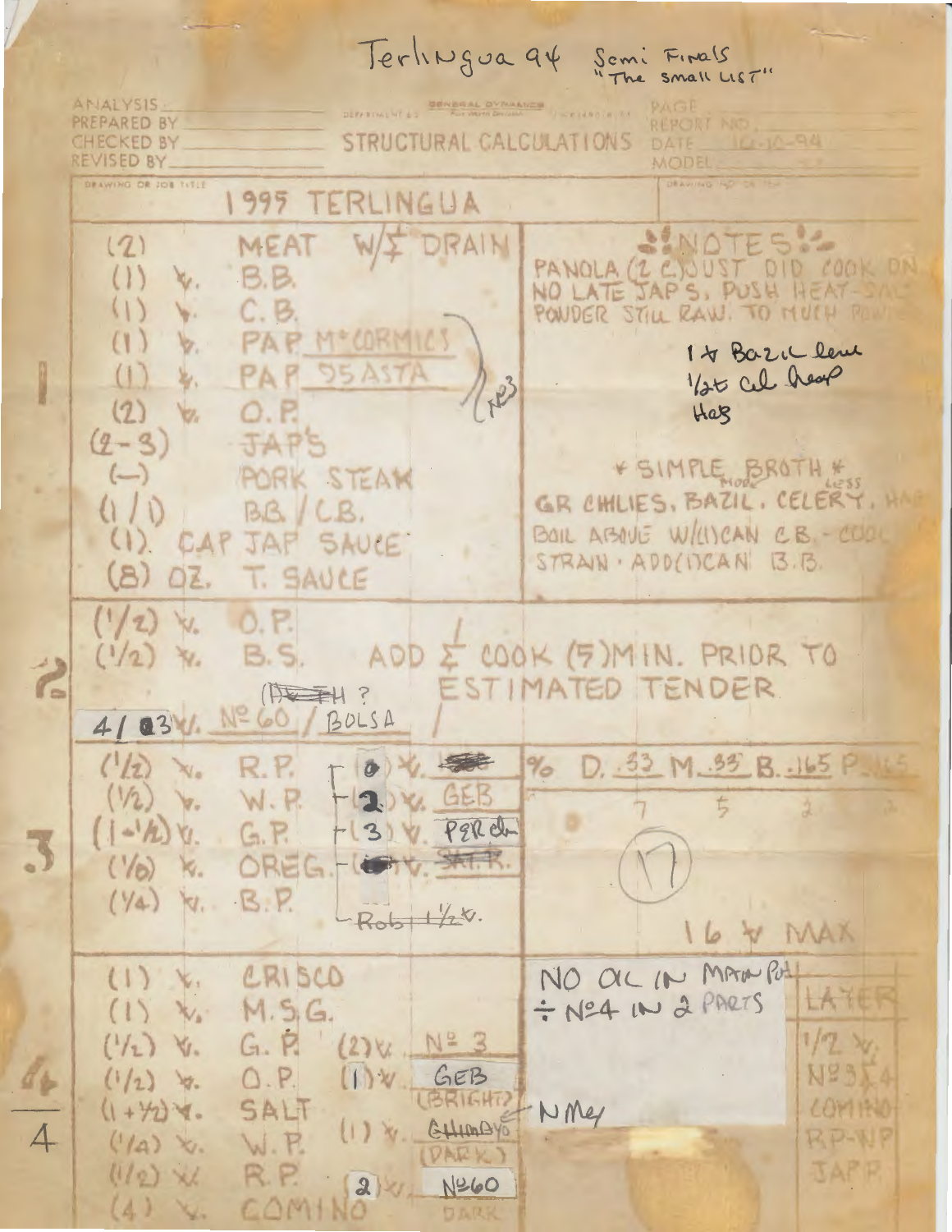Terlingua 94 Semi Finals
"The small LIST"

ANALYSIS ____ PREPARED BY ____ CHECKED BY ____ REVISED BY ____

GENERAL DYNAMICS — STRUCTURAL CALCULATIONS

PAGE ____ REPORT NO. ____ DATE 10-10-94 MODEL ____

DRAWING OR JOB TITLE

# 1995 TERLINGUA

| | |
|---|---|
| (2) MEAT W/Σ DRAIN<br>(1) T. B.B.<br>(1) T. C.B.<br>(1) T. PAP McCORMICS<br>(1) T. PAP 95 ASTA<br>(2) T. O.P.<br>(2-3) JAP'S<br>(—) PORK STEAK<br>(1/1) BB/CB.<br>(1). CAP JAP SAUCE<br>(8) OZ. T. SAUCE<br>No 3 | NOTES:<br>PANOLA (2 C.) JUST DID COOK ON NO LATE JAP'S. PUSH HEAT-SALT POWDER STILL RAW. TO MUCH POW<br><br>1 T Bazil leave<br>1/2 t cel. heap<br>Hab<br><br>* SIMPLE BROTH *<br>GR CHILIES. BAZIL. CELERY. HAB (more / less)<br>BOIL ABOVE W/(1) CAN C.B. - COOL STRAIN · ADD (1) CAN B.B. |
| **2**<br>(1/2) T. O.P.<br>(1/2) T. B.S.<br>(FRESH ?)<br>4 / @ 3 T. No 60 / BOLSA | ADD Σ COOK (5) MIN. PRIOR TO ESTIMATED TENDER |
| **3**<br>(1/2) T. R.P. — (0) T. GEB<br>(1/2) T. W.P. — (2) T. GEB<br>(1-1/2) T. G.P. — (3) T. PER Ch<br>(1/6) T. OREG. — ( ) T. SALT<br>(1/4) T. B.P. — Rob 1 1/2 T. | % D. .33 M. .33 B. .165 P. .165<br>7 5 2 2<br><br>(17)<br><br>16 T MAX |
| **4/4**<br>(1) T. CRISCO<br>(1) T. M.S.G.<br>(1/2) T. G.P. (2) T. No 3<br>(1/2) T. O.P. (1) T. GEB (BRIGHT)<br>(1+1/2) T. SALT (1) T. CHIMAYO (DARK)<br>(1/4) T. W.P.<br>(1/2) T. R.P. (2) T. No 60 DARK<br>(4) T. COMINO | NO OIL IN MAIN POT<br>÷ No 4 IN 2 PARTS<br>N Mey<br><br>LAYER<br>1/2 T.<br>No 3 Σ 4<br>COMINO<br>RP-WP<br>JAP P. |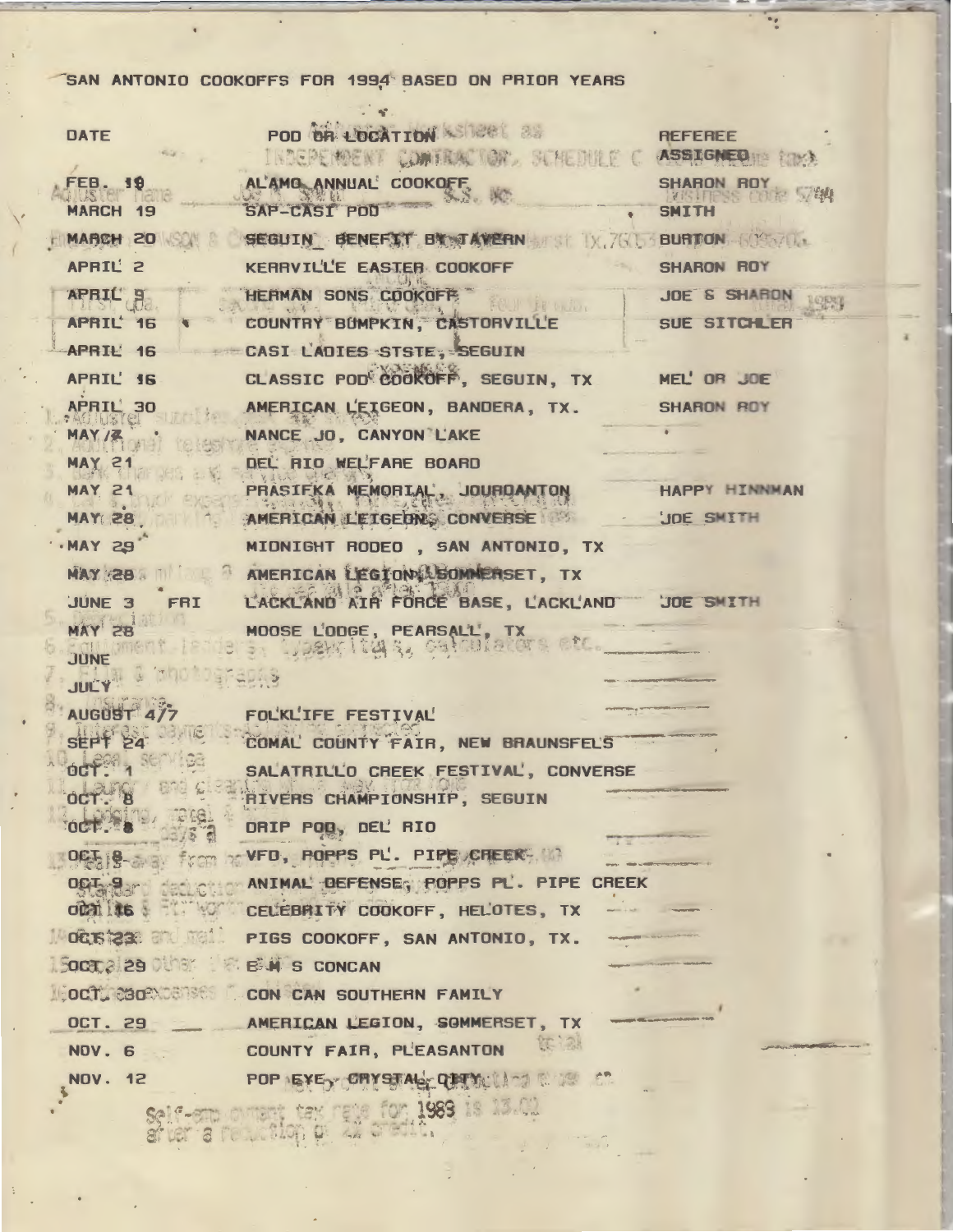SAN ANTONIO COOKOFFS FOR 1994 BASED ON PRIOR YEARS

| DATE | POD OR LOCATION | REFEREE ASSIGNED |
|---|---|---|
| FEB. 19 | ALAMO ANNUAL COOKOFF | SHARON ROY |
| MARCH 19 | SAP-CASI POD | SMITH |
| MARCH 20 | SEGUIN BENEFIT BY TAVERN | BURTON |
| APRIL 2 | KERRVILLE EASTER COOKOFF | SHARON ROY |
| APRIL 9 | HERMAN SONS COOKOFF | JOE & SHARON |
| APRIL 16 | COUNTRY BUMPKIN, CASTORVILLE | SUE SITCHLER |
| APRIL 16 | CASI LADIES STSTE, SEGUIN | |
| APRIL 16 | CLASSIC POD COOKOFF, SEGUIN, TX | MEL OR JOE |
| APRIL 30 | AMERICAN LEIGEON, BANDERA, TX. | SHARON ROY |
| MAY 7 | NANCE JO, CANYON LAKE | |
| MAY 21 | DEL RIO WELFARE BOARD | |
| MAY 21 | PRASIFKA MEMORIAL, JOURDANTON | HAPPY HINNMAN |
| MAY 28 | AMERICAN LEIGEON, CONVERSE | JOE SMITH |
| MAY 29 | MIDNIGHT RODEO , SAN ANTONIO, TX | |
| MAY 28 | AMERICAN LEGION, SOMMERSET, TX | |
| JUNE 3 FRI | LACKLAND AIR FORCE BASE, LACKLAND | JOE SMITH |
| MAY 28 | MOOSE LODGE, PEARSALL, TX | |
| JUNE | | |
| JULY | | |
| AUGUST 4/7 | FOLKLIFE FESTIVAL | |
| SEPT 24 | COMAL COUNTY FAIR, NEW BRAUNSFELS | |
| OCT. 1 | SALATRILLO CREEK FESTIVAL, CONVERSE | |
| OCT. 8 | RIVERS CHAMPIONSHIP, SEGUIN | |
| OCT. 8 | DRIP POD, DEL RIO | |
| OCT. 8 | VFD, POPPS PL. PIPE CREEK | |
| OCT. 9 | ANIMAL DEFENSE, POPPS PL. PIPE CREEK | |
| OCT. 16 | CELEBRITY COOKOFF, HELOTES, TX | |
| OCT. 23 | PIGS COOKOFF, SAN ANTONIO, TX. | |
| OCT. 29 | E.M S CONCAN | |
| OCT. 30 | CON CAN SOUTHERN FAMILY | |
| OCT. 29 | AMERICAN LEGION, SOMMERSET, TX | |
| NOV. 6 | COUNTY FAIR, PLEASANTON | |
| NOV. 12 | POP EYE, CRYSTAL CITY | |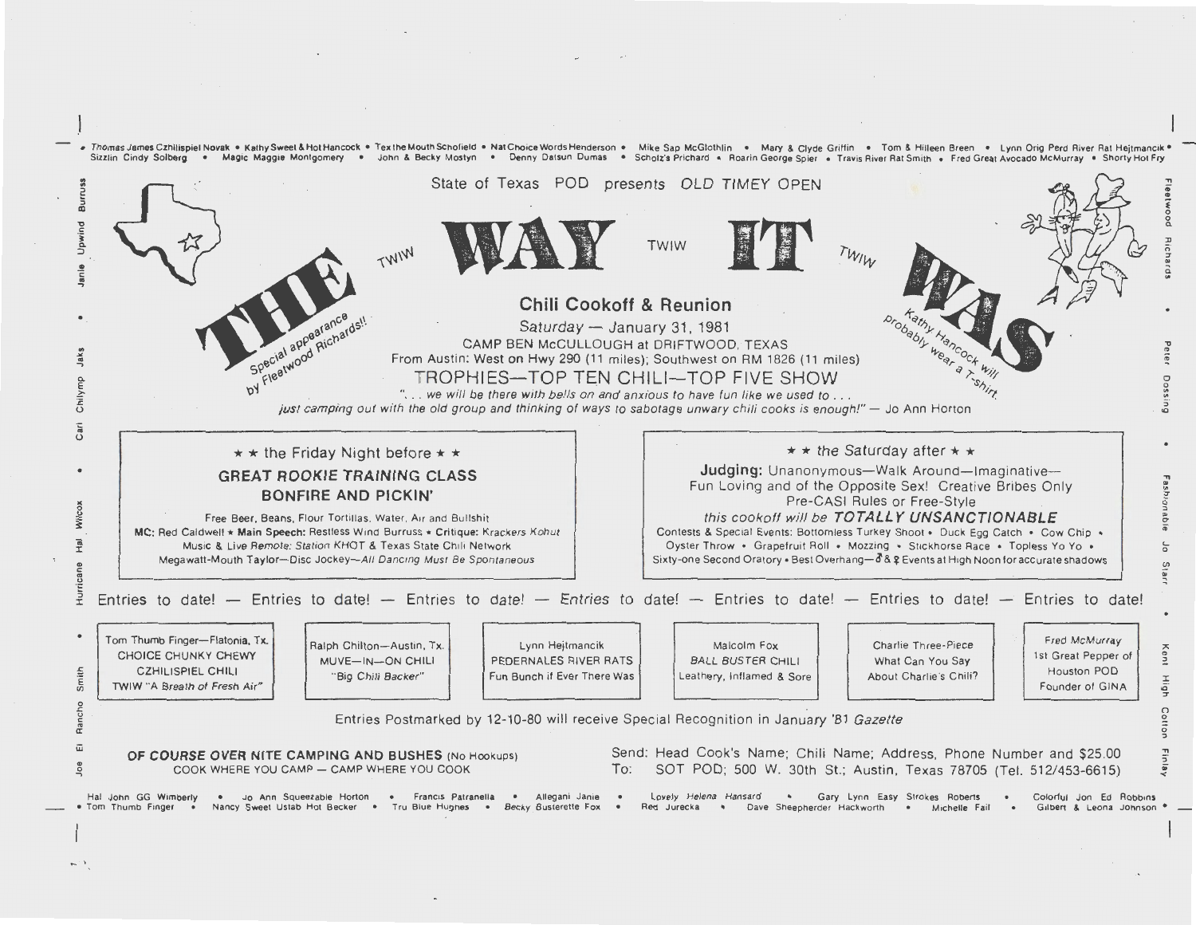• Thomas James Czhilispiel Novak • Kathy Sweet & Hot Hancock • Tex the Mouth Schofield • Nat Choice Words Henderson • Mike Sap McGlothlin • Mary & Clyde Griffin • Tom & Hilleen Breen • Lynn Orig Perd River Rat Hejtmancik • Sizzlin Cindy Solberg • Magic Maggie Montgomery • John & Becky Mostyn • Denny Datsun Dumas • Scholz's Prichard • Roarin George Spier • Travis River Rat Smith • Fred Great Avocado McMurray • Shorty Hot Fry

State of Texas POD presents *OLD TIMEY OPEN*

# THE TWIW WAY TWIW IT TWIW WAS

Special appearance by Fleetwood Richards!!

Kathy Hancock will probably wear a T-shirt.

## Chili Cookoff & Reunion

*Saturday — January 31, 1981*

CAMP BEN McCULLOUGH at DRIFTWOOD, TEXAS

From Austin: West on Hwy 290 (11 miles); Southwest on RM 1826 (11 miles)

TROPHIES—TOP TEN CHILI—TOP FIVE SHOW

*". . . we will be there with bells on and anxious to have fun like we used to . . . just camping out with the old group and thinking of ways to sabotage unwary chili cooks is enough!"* — Jo Ann Horton

### ★ ★ the Friday Night before ★ ★

**GREAT ROOKIE TRAINING CLASS**

**BONFIRE AND PICKIN'**

Free Beer, Beans, Flour Tortillas, Water, Air and Bullshit

**MC:** Red Caldwell ★ **Main Speech:** Restless Wind Burruss ★ **Critique:** Krackers Kohut

Music & Live *Remote: Station* KHOT & Texas State Chili Network

Megawatt-Mouth Taylor—Disc Jockey—*All Dancing Must Be Spontaneous*

### ★ ★ *the Saturday after* ★ ★

**Judging:** Unanonymous—Walk Around—Imaginative—Fun Loving and of the Opposite Sex! Creative Bribes Only

Pre-CASI Rules or Free-Style

*this cookoff will be* ***TOTALLY UNSANCTIONABLE***

Contests & Special Events: Bottomless Turkey Shoot • Duck Egg Catch • Cow Chip • Oyster Throw • Grapefruit Roll • Mozzing • Stickhorse Race • Topless Yo Yo • Sixty-one Second Oratory • Best Overhang—♂ & ♀ Events at High Noon for accurate shadows

Entries to date! — Entries to date! — Entries to date! — *Entries* to date! — Entries to date! — Entries to date! — Entries to date!

| | | | | | |
|---|---|---|---|---|---|
| Tom Thumb Finger—Flatonia, Tx. CHOICE CHUNKY CHEWY CZHILISPIEL CHILI TWIW "A *Breath of Fresh Air*" | Ralph Chilton—Austin, Tx. MUVE—IN—ON CHILI "Big Chili Backer" | Lynn Hejtmancik PEDERNALES RIVER RATS Fun Bunch if Ever There Was | Malcolm Fox *BALL BUSTER CHILI* Leathery, Inflamed & Sore | Charlie Three-Piece What Can You Say About Charlie's Chili? | Fred McMurray 1st Great Pepper of Houston POD Founder of GINA |

Entries Postmarked by 12-10-80 will receive Special Recognition in January '81 *Gazette*

**OF COURSE OVER NITE CAMPING AND BUSHES** (No Hookups)
COOK WHERE YOU CAMP — CAMP WHERE YOU COOK

Send: Head Cook's Name; Chili Name; Address, Phone Number and $25.00
To: SOT POD; 500 W. 30th St.; Austin, Texas 78705 (Tel. 512/453-6615)

Hal John GG Wimberly • Jo Ann Squeezable Horton • Francis Patranella • Allegani Janie • Lovely *Helena Hansard* • Gary Lynn Easy Strokes Roberts • Colorful Jon Ed Robbins • Tom Thumb Finger • Nancy Sweet Ustab Hot Becker • Tru Blue Hughes • *Becky* Busterette Fox • Red Jurecka • Dave Sheepherder Hackworth • Michelle Fail • Gilbert & Leona Johnson •

Joe El Rancho Smith • Hurricane Hal Wilcox • Carl Chilymp Jaks • Janie Upwind Burruss

Fleetwood Richards • Peter Dossing • Fashionable Jo Starr • Kent High Cotton Finlay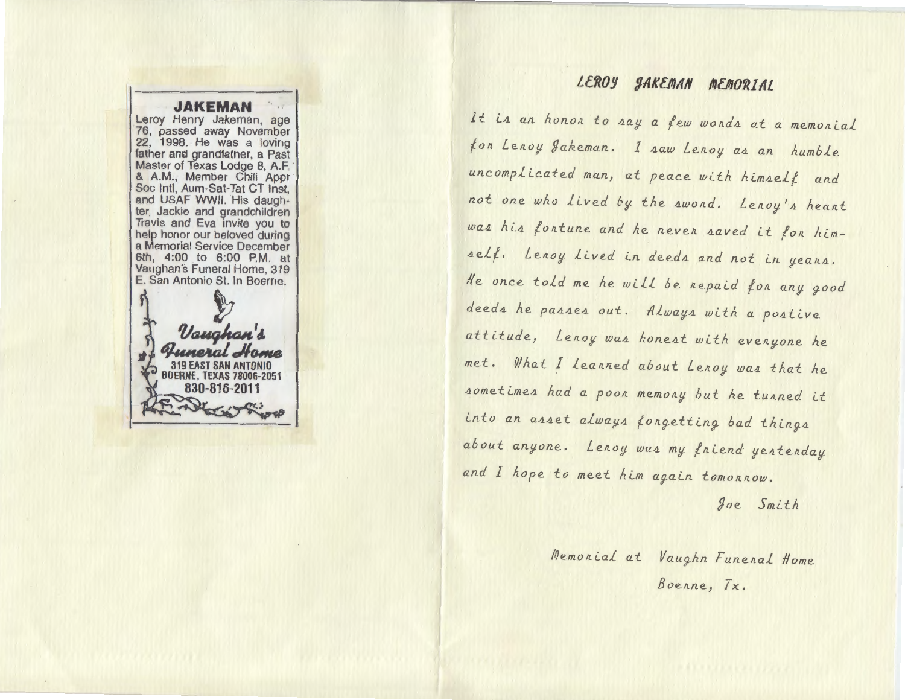## JAKEMAN

Leroy Henry Jakeman, age 76, passed away November 22, 1998. He was a loving father and grandfather, a Past Master of Texas Lodge 8, A.F. & A.M.; Member Chili Appr Soc Intl, Aum-Sat-Tat CT Inst, and USAF WWII. His daughter, Jackie and grandchildren Travis and Eva invite you to help honor our beloved during a Memorial Service December 6th, 4:00 to 6:00 P.M. at Vaughan's Funeral Home, 319 E. San Antonio St. In Boerne.

*Vaughan's Funeral Home*
319 EAST SAN ANTONIO
BOERNE, TEXAS 78006-2051
830-816-2011

## LEROY JAKEMAN MEMORIAL

It is an honor to say a few words at a memorial for Leroy Jakeman. I saw Leroy as an humble uncomplicated man, at peace with himself and not one who lived by the sword. Leroy's heart was his fortune and he never saved it for himself. Leroy lived in deeds and not in years. He once told me he will be repaid for any good deeds he passes out. Always with a postive attitude, Leroy was honest with everyone he met. What I learned about Leroy was that he sometimes had a poor memory but he turned it into an asset always forgetting bad things about anyone. Leroy was my friend yesterday and I hope to meet him again tomorrow.

Joe Smith

Memorial at Vaughn Funeral Home
Boerne, Tx.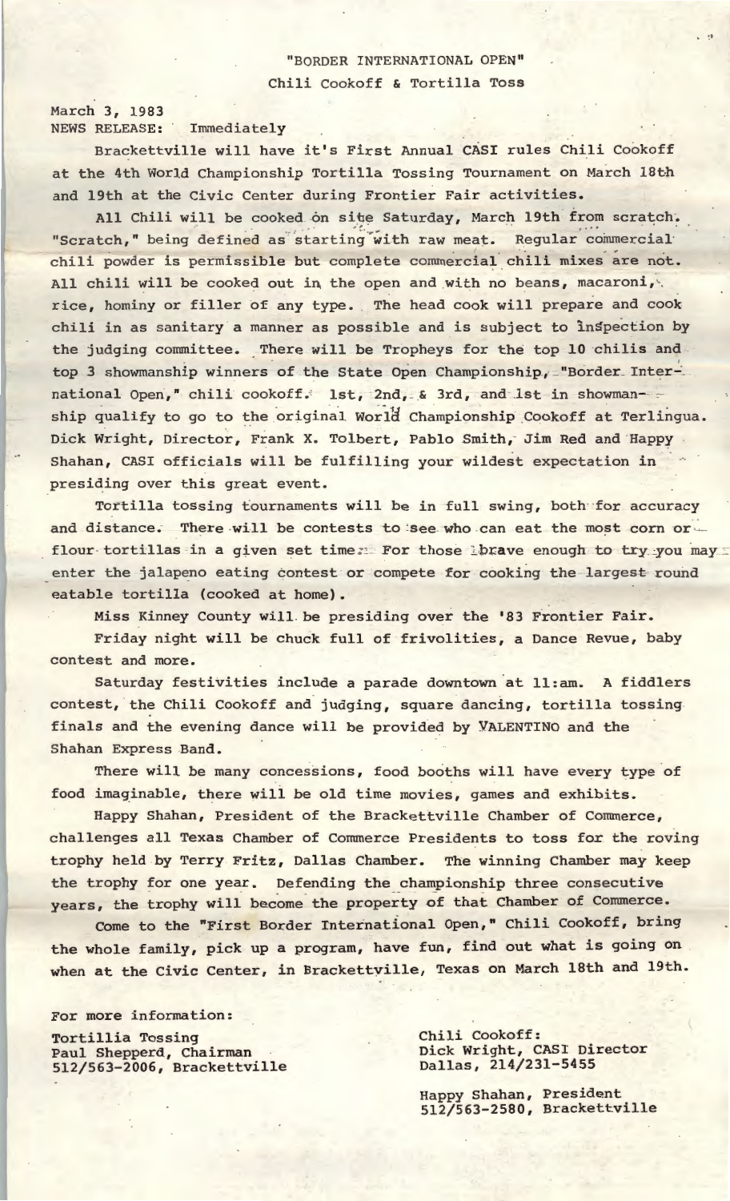"BORDER INTERNATIONAL OPEN"
Chili Cookoff & Tortilla Toss

March 3, 1983
NEWS RELEASE: Immediately

Brackettville will have it's First Annual CASI rules Chili Cookoff at the 4th World Championship Tortilla Tossing Tournament on March 18th and 19th at the Civic Center during Frontier Fair activities.

All Chili will be cooked on site Saturday, March 19th from scratch. "Scratch," being defined as starting with raw meat. Regular commercial chili powder is permissible but complete commercial chili mixes are not. All chili will be cooked out in the open and with no beans, macaroni, rice, hominy or filler of any type. The head cook will prepare and cook chili in as sanitary a manner as possible and is subject to inspection by the judging committee. There will be Tropheys for the top 10 chilis and top 3 showmanship winners of the State Open Championship, "Border International Open," chili cookoff. 1st, 2nd, & 3rd, and 1st in showmanship qualify to go to the original World Championship Cookoff at Terlingua. Dick Wright, Director, Frank X. Tolbert, Pablo Smith, Jim Red and Happy Shahan, CASI officials will be fulfilling your wildest expectation in presiding over this great event.

Tortilla tossing tournaments will be in full swing, both for accuracy and distance. There will be contests to see who can eat the most corn or flour tortillas in a given set time. For those brave enough to try you may enter the jalapeno eating contest or compete for cooking the largest round eatable tortilla (cooked at home).

Miss Kinney County will be presiding over the '83 Frontier Fair.

Friday night will be chuck full of frivolities, a Dance Revue, baby contest and more.

Saturday festivities include a parade downtown at 11:am. A fiddlers contest, the Chili Cookoff and judging, square dancing, tortilla tossing finals and the evening dance will be provided by VALENTINO and the Shahan Express Band.

There will be many concessions, food booths will have every type of food imaginable, there will be old time movies, games and exhibits.

Happy Shahan, President of the Brackettville Chamber of Commerce, challenges all Texas Chamber of Commerce Presidents to toss for the roving trophy held by Terry Fritz, Dallas Chamber. The winning Chamber may keep the trophy for one year. Defending the championship three consecutive years, the trophy will become the property of that Chamber of Commerce.

Come to the "First Border International Open," Chili Cookoff, bring the whole family, pick up a program, have fun, find out what is going on when at the Civic Center, in Brackettville, Texas on March 18th and 19th.

For more information:

Tortillia Tossing
Paul Shepperd, Chairman
512/563-2006, Brackettville

Chili Cookoff:
Dick Wright, CASI Director
Dallas, 214/231-5455

Happy Shahan, President
512/563-2580, Brackettville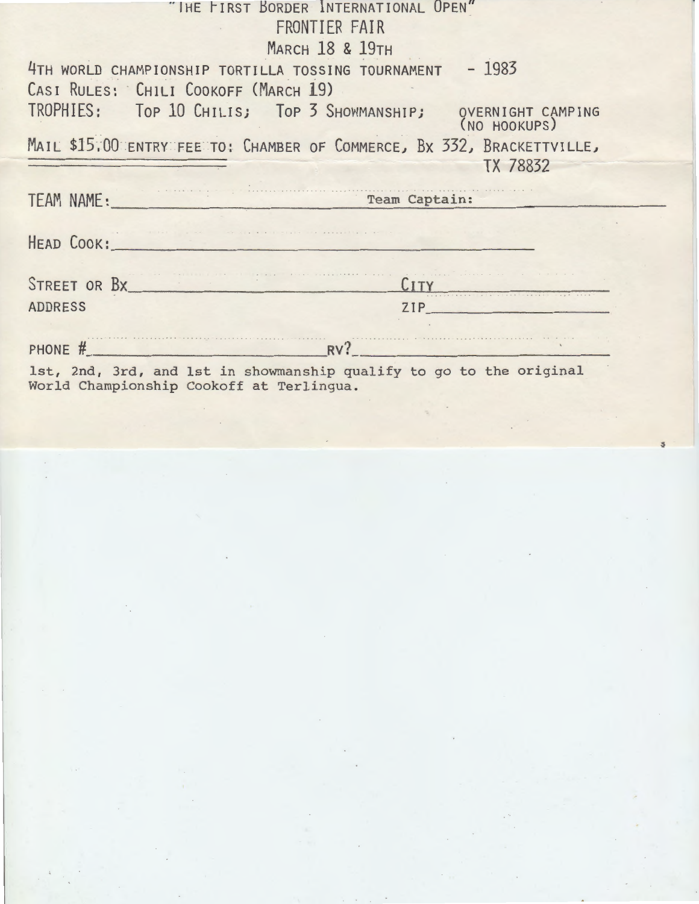# "The First Border International Open"

## FRONTIER FAIR

### March 18 & 19th

4TH WORLD CHAMPIONSHIP TORTILLA TOSSING TOURNAMENT - 1983

CASI RULES: CHILI COOKOFF (MARCH 19)

TROPHIES: TOP 10 CHILIS; TOP 3 SHOWMANSHIP; OVERNIGHT CAMPING (NO HOOKUPS)

MAIL $15.00 ENTRY FEE TO: CHAMBER OF COMMERCE, BX 332, BRACKETTVILLE, TX 78832

TEAM NAME:____________________ Team Captain:____________________

HEAD COOK:____________________

STREET OR BX ADDRESS____________________ CITY____________________ ZIP____________________

PHONE #____________________ RV?____________________

1st, 2nd, 3rd, and 1st in showmanship qualify to go to the original World Championship Cookoff at Terlingua.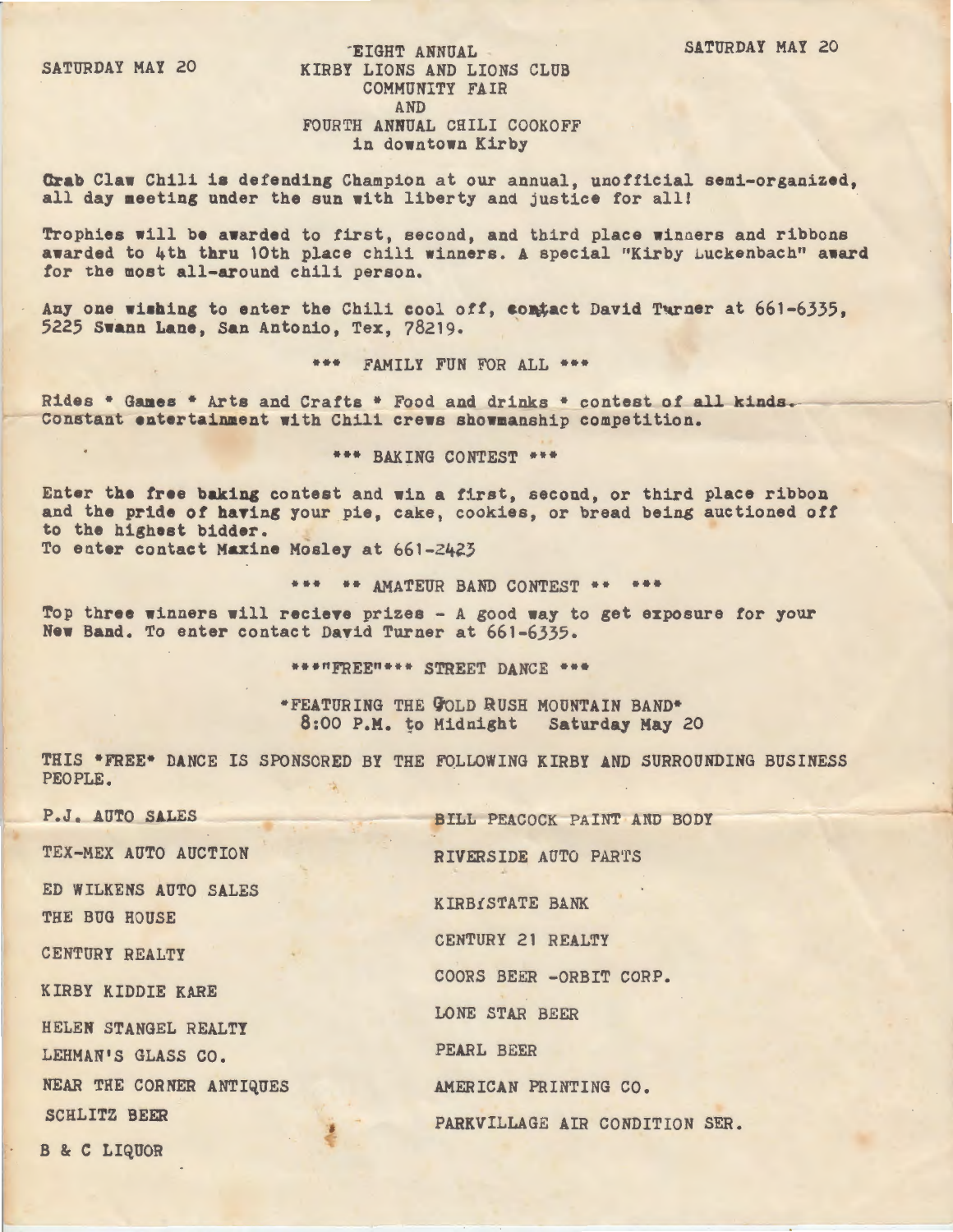SATURDAY MAY 20

# EIGHT ANNUAL KIRBY LIONS AND LIONS CLUB COMMUNITY FAIR AND FOURTH ANNUAL CHILI COOKOFF in downtown Kirby

SATURDAY MAY 20

**Crab Claw Chili is defending Champion at our annual, unofficial semi-organized, all day meeting under the sun with liberty and justice for all!**

**Trophies will be awarded to first, second, and third place winners and ribbons awarded to 4th thru 10th place chili winners. A special "Kirby Luckenbach" award for the most all-around chili person.**

**Any one wishing to enter the Chili cool off, contact David Turner at 661-6335, 5225 Swann Lane, San Antonio, Tex, 78219.**

*** FAMILY FUN FOR ALL ***

**Rides * Games * Arts and Crafts * Food and drinks * contest of all kinds. Constant entertainment with Chili crews showmanship competition.**

*** BAKING CONTEST ***

**Enter the free baking contest and win a first, second, or third place ribbon and the pride of having your pie, cake, cookies, or bread being auctioned off to the highest bidder.
To enter contact Maxine Mosley at 661-2423**

*** ** AMATEUR BAND CONTEST ** ***

**Top three winners will recieve prizes - A good way to get exposure for your New Band. To enter contact David Turner at 661-6335.**

***"FREE"*** STREET DANCE ***

*FEATURING THE GOLD RUSH MOUNTAIN BAND*
**8:00 P.M. to Midnight Saturday May 20**

THIS *FREE* DANCE IS SPONSORED BY THE FOLLOWING KIRBY AND SURROUNDING BUSINESS PEOPLE.

P.J. AUTO SALES
TEX-MEX AUTO AUCTION
ED WILKENS AUTO SALES
THE BUG HOUSE
CENTURY REALTY
KIRBY KIDDIE KARE
HELEN STANGEL REALTY
LEHMAN'S GLASS CO.
NEAR THE CORNER ANTIQUES
SCHLITZ BEER
B & C LIQUOR
BILL PEACOCK PAINT AND BODY
RIVERSIDE AUTO PARTS
KIRBY STATE BANK
CENTURY 21 REALTY
COORS BEER -ORBIT CORP.
LONE STAR BEER
PEARL BEER
AMERICAN PRINTING CO.
PARKVILLAGE AIR CONDITION SER.